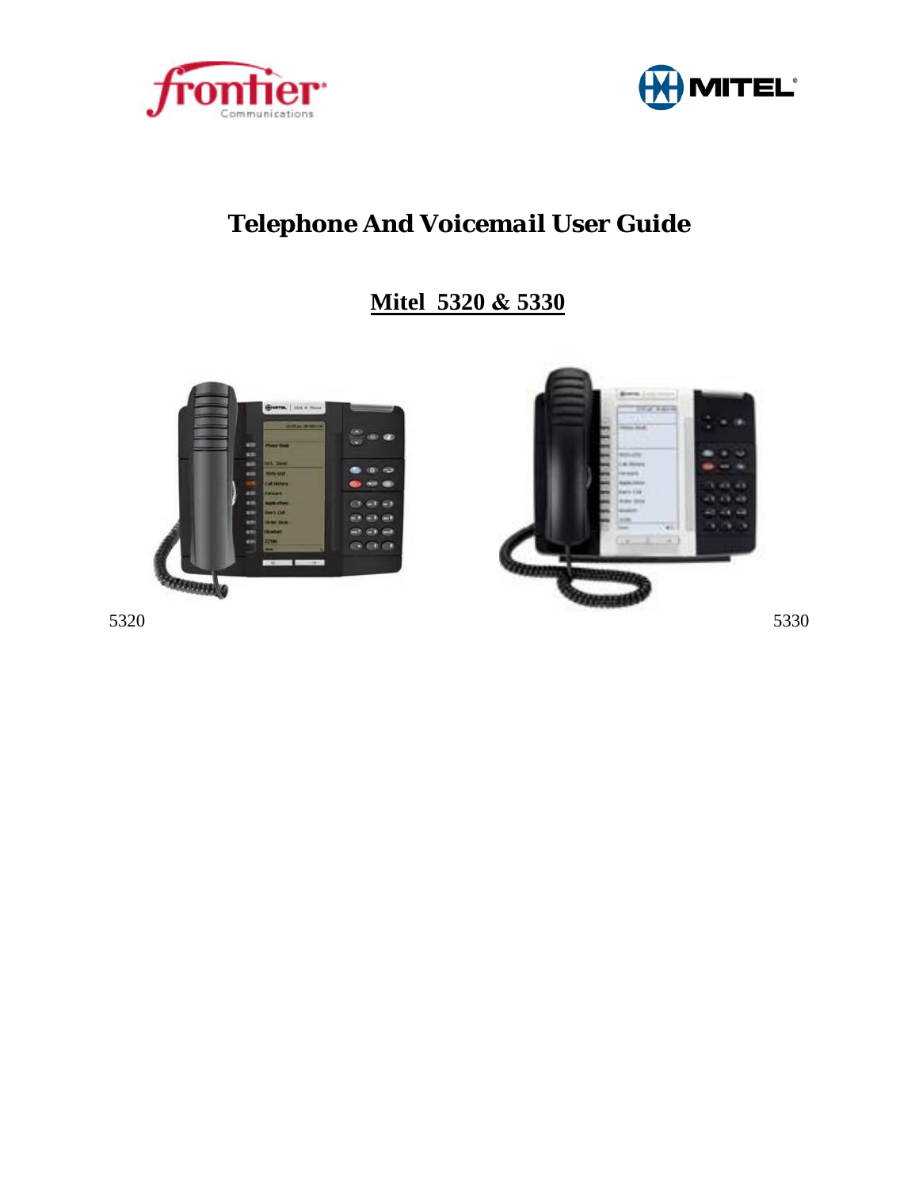# Telephone And Voicemail User Guide

## Mitel 5320 & 5330

5320

5330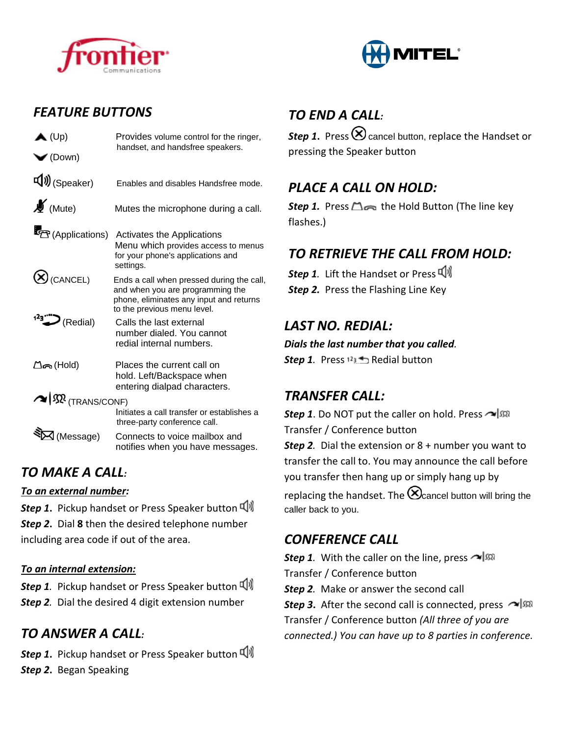frontier Communications

MITEL

## FEATURE BUTTONS

| Button | Description |
|---|---|
| (Up) / (Down) | Provides volume control for the ringer, handset, and handsfree speakers. |
| (Speaker) | Enables and disables Handsfree mode. |
| (Mute) | Mutes the microphone during a call. |
| (Applications) | Activates the Applications Menu which provides access to menus for your phone's applications and settings. |
| (CANCEL) | Ends a call when pressed during the call, and when you are programming the phone, eliminates any input and returns to the previous menu level. |
| (Redial) | Calls the last external number dialed. You cannot redial internal numbers. |
| (Hold) | Places the current call on hold. Left/Backspace when entering dialpad characters. |
| (TRANS/CONF) | Initiates a call transfer or establishes a three-party conference call. |
| (Message) | Connects to voice mailbox and notifies when you have messages. |

## TO MAKE A CALL:

**To an external number:**

***Step 1.*** Pickup handset or Press Speaker button

***Step 2.*** Dial **8** then the desired telephone number including area code if out of the area.

**To an internal extension:**

***Step 1*.** Pickup handset or Press Speaker button

***Step 2*.** Dial the desired 4 digit extension number

## TO ANSWER A CALL:

***Step 1.*** Pickup handset or Press Speaker button

***Step 2.*** Began Speaking

## TO END A CALL:

***Step 1.*** Press cancel button, replace the Handset or pressing the Speaker button

## PLACE A CALL ON HOLD:

***Step 1.*** Press the Hold Button (The line key flashes.)

## TO RETRIEVE THE CALL FROM HOLD:

***Step 1*.** Lift the Handset or Press

***Step 2.*** Press the Flashing Line Key

## LAST NO. REDIAL:

***Dials the last number that you called.***

***Step 1*.** Press Redial button

## TRANSFER CALL:

***Step 1***. Do NOT put the caller on hold. Press Transfer / Conference button

***Step 2*.** Dial the extension or 8 + number you want to transfer the call to. You may announce the call before you transfer then hang up or simply hang up by replacing the handset. The cancel button will bring the caller back to you.

## CONFERENCE CALL

***Step 1*.** With the caller on the line, press Transfer / Conference button

***Step 2*.** Make or answer the second call

***Step 3.*** After the second call is connected, press Transfer / Conference button *(All three of you are connected.) You can have up to 8 parties in conference.*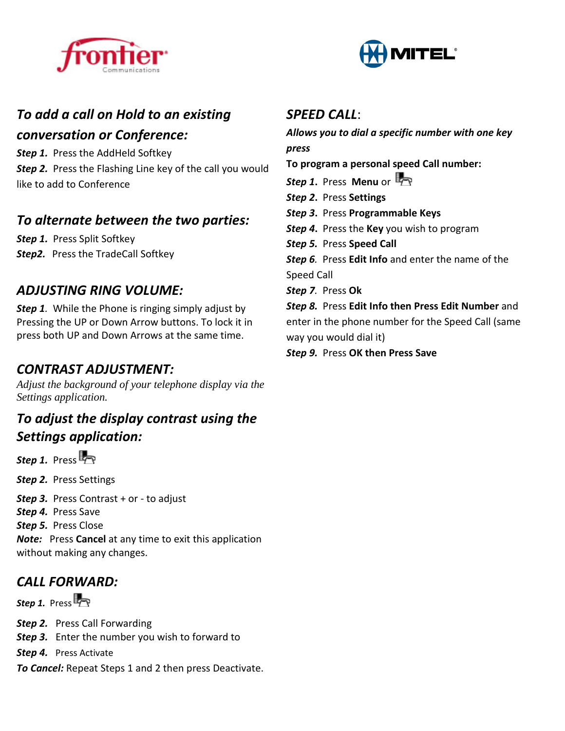## *To add a call on Hold to an existing conversation or Conference:*

***Step 1.*** Press the AddHeld Softkey
***Step 2.*** Press the Flashing Line key of the call you would like to add to Conference

## *To alternate between the two parties:*

***Step 1.*** Press Split Softkey
***Step2.*** Press the TradeCall Softkey

## *ADJUSTING RING VOLUME:*

***Step 1**.* While the Phone is ringing simply adjust by Pressing the UP or Down Arrow buttons. To lock it in press both UP and Down Arrows at the same time.

## *CONTRAST ADJUSTMENT:*

*Adjust the background of your telephone display via the Settings application.*

## *To adjust the display contrast using the Settings application:*

***Step 1.*** Press

***Step 2.*** Press Settings

***Step 3.*** Press Contrast + or - to adjust
***Step 4.*** Press Save
***Step 5.*** Press Close
***Note:*** Press **Cancel** at any time to exit this application without making any changes.

## *CALL FORWARD:*

***Step 1.*** Press

***Step 2.*** Press Call Forwarding
***Step 3.*** Enter the number you wish to forward to
***Step 4.*** Press Activate
***To Cancel:*** Repeat Steps 1 and 2 then press Deactivate.

## *SPEED CALL*:

***Allows you to dial a specific number with one key press***

**To program a personal speed Call number:**

***Step 1.*** Press **Menu** or
***Step 2.*** Press **Settings**
***Step 3.*** Press **Programmable Keys**
***Step 4.*** Press the **Key** you wish to program
***Step 5.*** Press **Speed Call**
***Step 6**.* Press **Edit Info** and enter the name of the Speed Call
***Step 7**.* Press **Ok**
***Step 8.*** Press **Edit Info then Press Edit Number** and enter in the phone number for the Speed Call (same way you would dial it)
***Step 9.*** Press **OK then Press Save**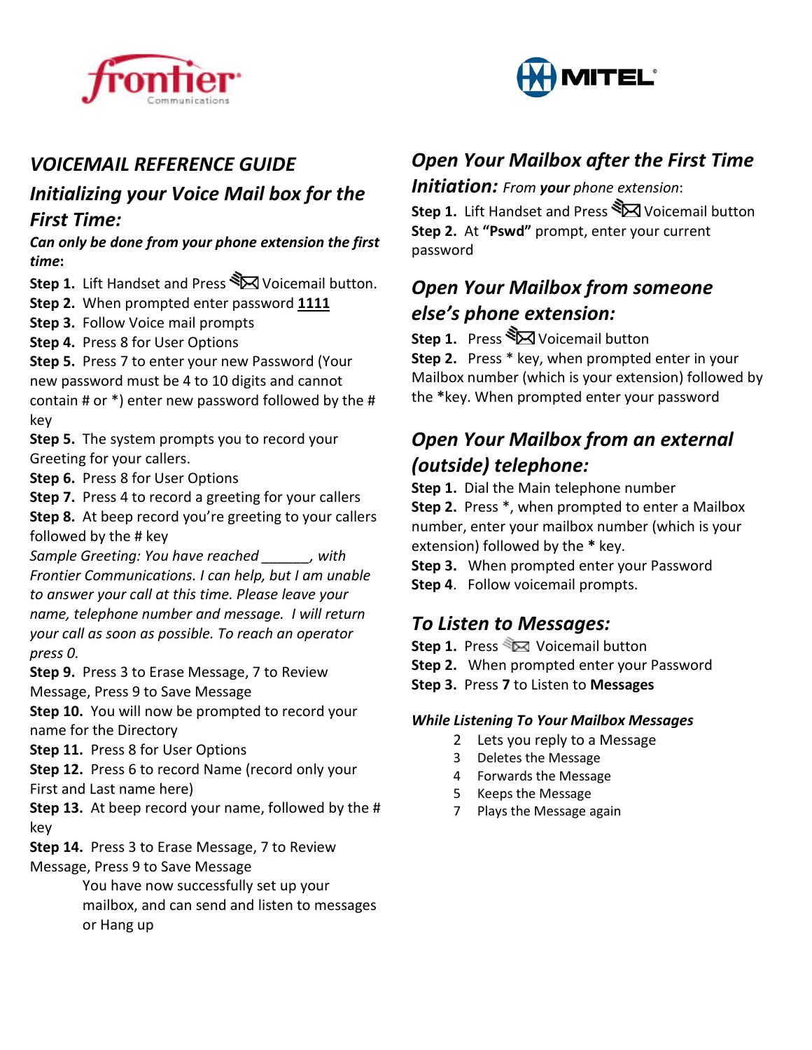# VOICEMAIL REFERENCE GUIDE

## *Initializing your Voice Mail box for the First Time:*

***Can only be done from your phone extension the first time*:**

**Step 1.** Lift Handset and Press Voicemail button.

**Step 2.** When prompted enter password **1111**

**Step 3.** Follow Voice mail prompts

**Step 4.** Press 8 for User Options

**Step 5.** Press 7 to enter your new Password (Your new password must be 4 to 10 digits and cannot contain # or *) enter new password followed by the # key

**Step 5.** The system prompts you to record your Greeting for your callers.

**Step 6.** Press 8 for User Options

**Step 7.** Press 4 to record a greeting for your callers

**Step 8.** At beep record you're greeting to your callers followed by the # key

*Sample Greeting: You have reached ______, with Frontier Communications. I can help, but I am unable to answer your call at this time. Please leave your name, telephone number and message. I will return your call as soon as possible. To reach an operator press 0.*

**Step 9.** Press 3 to Erase Message, 7 to Review Message, Press 9 to Save Message

**Step 10.** You will now be prompted to record your name for the Directory

**Step 11.** Press 8 for User Options

**Step 12.** Press 6 to record Name (record only your First and Last name here)

**Step 13.** At beep record your name, followed by the # key

**Step 14.** Press 3 to Erase Message, 7 to Review Message, Press 9 to Save Message

You have now successfully set up your mailbox, and can send and listen to messages or Hang up

## *Open Your Mailbox after the First Time Initiation:* *From **your** phone extension*:

**Step 1.** Lift Handset and Press Voicemail button

**Step 2.** At **"Pswd"** prompt, enter your current password

## *Open Your Mailbox from someone else's phone extension:*

**Step 1.** Press Voicemail button

**Step 2.** Press * key, when prompted enter in your Mailbox number (which is your extension) followed by the ***** key. When prompted enter your password

## *Open Your Mailbox from an external (outside) telephone:*

**Step 1.** Dial the Main telephone number

**Step 2.** Press *, when prompted to enter a Mailbox number, enter your mailbox number (which is your extension) followed by the ***** key.

**Step 3.** When prompted enter your Password

**Step 4**. Follow voicemail prompts.

## *To Listen to Messages:*

**Step 1.** Press Voicemail button

**Step 2.** When prompted enter your Password

**Step 3.** Press **7** to Listen to **Messages**

***While Listening To Your Mailbox Messages***

- 2 Lets you reply to a Message
- 3 Deletes the Message
- 4 Forwards the Message
- 5 Keeps the Message
- 7 Plays the Message again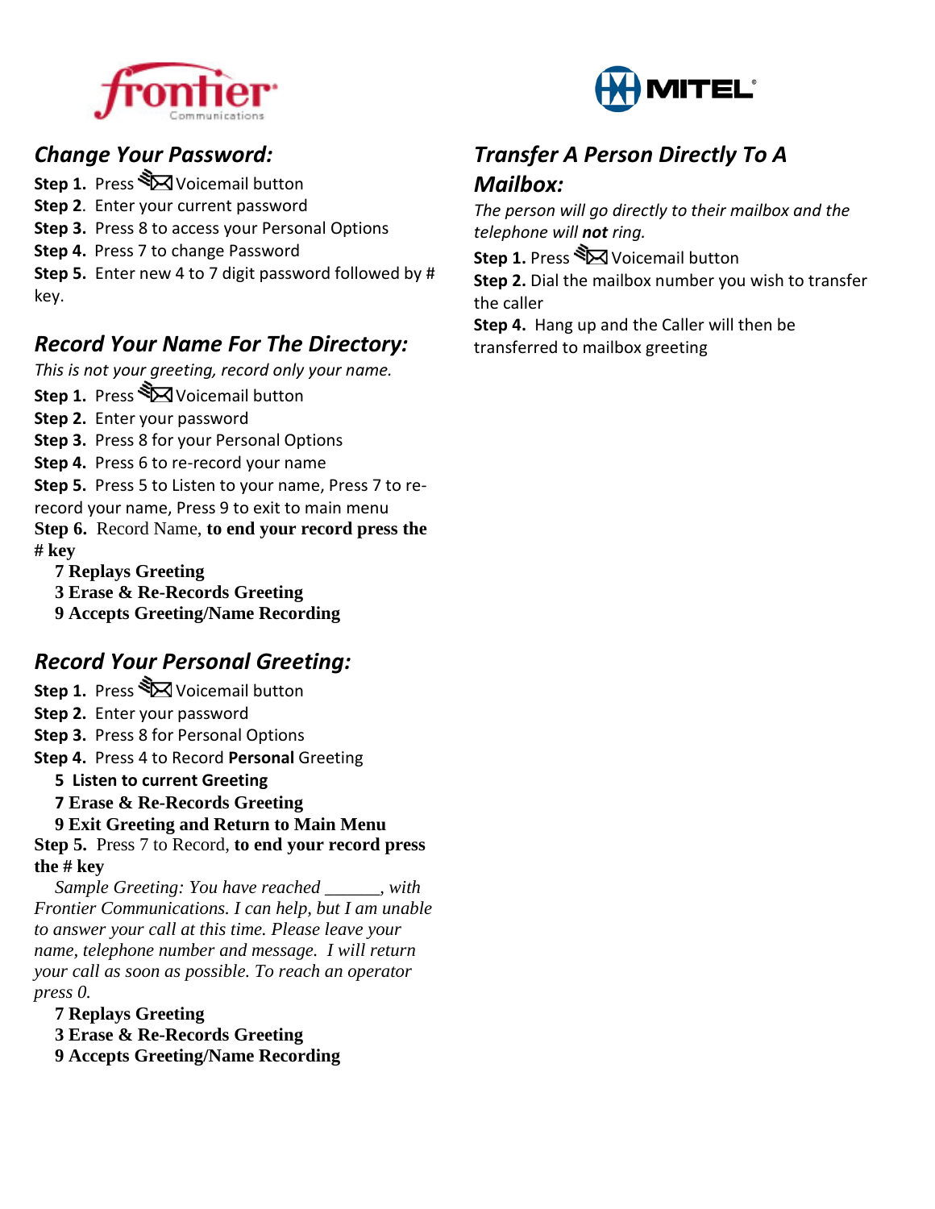## Change Your Password:

**Step 1.** Press Voicemail button
**Step 2**. Enter your current password
**Step 3.** Press 8 to access your Personal Options
**Step 4.** Press 7 to change Password
**Step 5.** Enter new 4 to 7 digit password followed by # key.

## Record Your Name For The Directory:

*This is not your greeting, record only your name.*

**Step 1.** Press Voicemail button
**Step 2.** Enter your password
**Step 3.** Press 8 for your Personal Options
**Step 4.** Press 6 to re-record your name
**Step 5.** Press 5 to Listen to your name, Press 7 to re-record your name, Press 9 to exit to main menu
**Step 6.** Record Name, **to end your record press the # key**

**7 Replays Greeting**
**3 Erase & Re-Records Greeting**
**9 Accepts Greeting/Name Recording**

## Record Your Personal Greeting:

**Step 1.** Press Voicemail button
**Step 2.** Enter your password
**Step 3.** Press 8 for Personal Options
**Step 4.** Press 4 to Record **Personal** Greeting

**5 Listen to current Greeting**
**7 Erase & Re-Records Greeting**
**9 Exit Greeting and Return to Main Menu**

**Step 5.** Press 7 to Record, **to end your record press the # key**

*Sample Greeting: You have reached ______, with Frontier Communications. I can help, but I am unable to answer your call at this time. Please leave your name, telephone number and message. I will return your call as soon as possible. To reach an operator press 0.*

**7 Replays Greeting**
**3 Erase & Re-Records Greeting**
**9 Accepts Greeting/Name Recording**

## Transfer A Person Directly To A Mailbox:

*The person will go directly to their mailbox and the telephone will **not** ring.*

**Step 1.** Press Voicemail button
**Step 2.** Dial the mailbox number you wish to transfer the caller
**Step 4.** Hang up and the Caller will then be transferred to mailbox greeting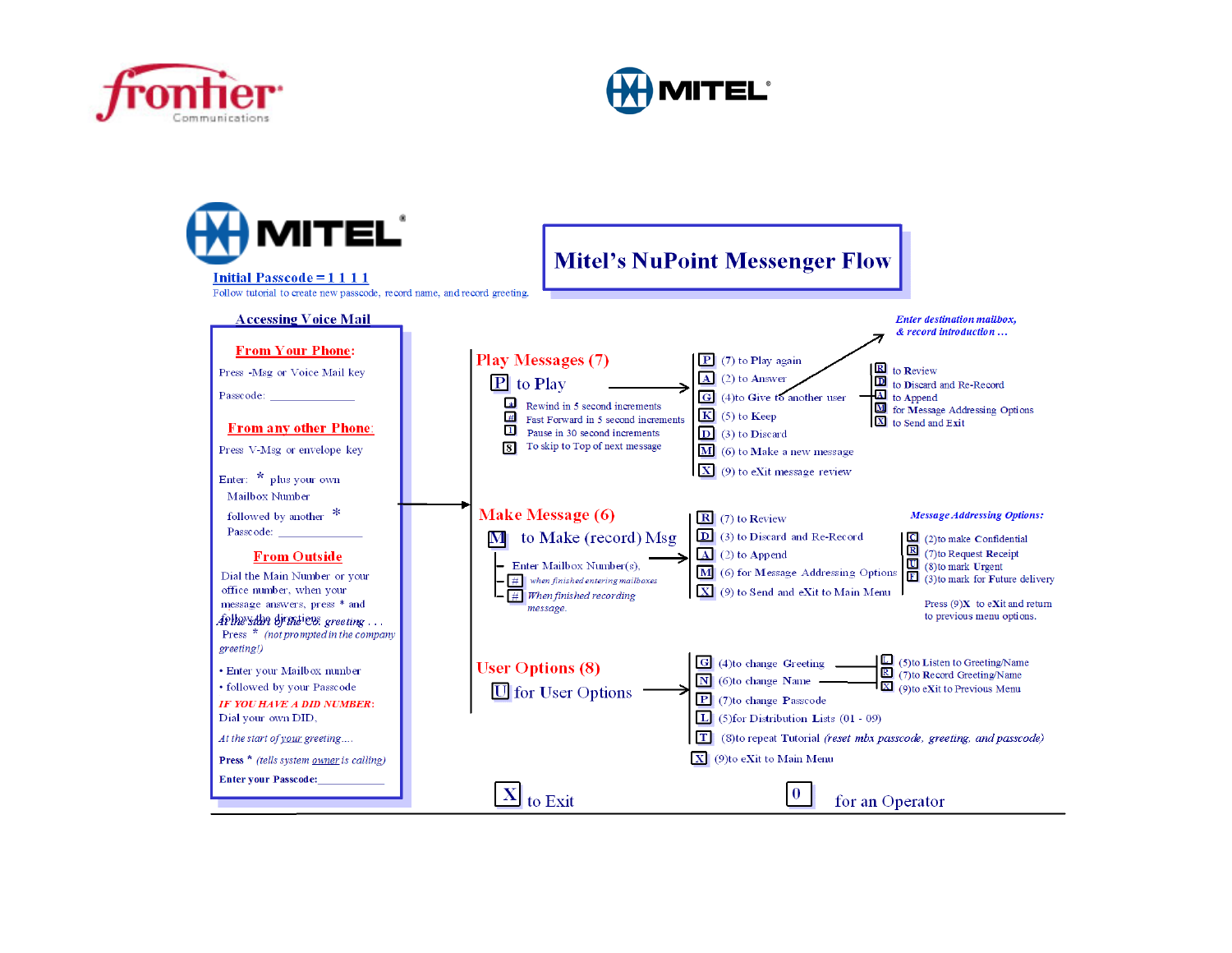frontier Communications

MITEL

MITEL

**Initial Passcode = 1 1 1 1**

Follow tutorial to create new passcode, record name, and record greeting.

# Mitel's NuPoint Messenger Flow

## Accessing Voice Mail

**From Your Phone:**

Press -Msg or Voice Mail key

Passcode: ______________

**From any other Phone:**

Press V-Msg or envelope key

Enter: * plus your own Mailbox Number

followed by another * Passcode: ______________

**From Outside**

Dial the Main Number or your office number, when your message answers, press * and follow the directions.

*At the start of the Co. greeting . . .*

Press * *(not prompted in the company greeting!)*

- Enter your Mailbox number
- followed by your Passcode

***IF YOU HAVE A DID NUMBER:***

Dial your own DID.

*At the start of your greeting....*

**Press** * *(tells system owner is calling)*

**Enter your Passcode:**______________

## Play Messages (7)

P to Play

- 4 Rewind in 5 second increments
- # Fast Forward in 5 second increments
- 1 Pause in 30 second increments
- 8 To skip to Top of next message

P (7) to Play again
A (2) to Answer
G (4) to Give to another user
K (5) to Keep
D (3) to Discard
M (6) to Make a new message
X (9) to eXit message review

*Enter destination mailbox, & record introduction ...*

R to Review
D to Discard and Re-Record
A to Append
M for Message Addressing Options
X to Send and Exit

## Make Message (6)

M to Make (record) Msg

- Enter Mailbox Number(s).
- # *when finished entering mailboxes*
- # *When finished recording message.*

R (7) to Review
D (3) to Discard and Re-Record
A (2) to Append
M (6) for Message Addressing Options
X (9) to Send and eXit to Main Menu

***Message Addressing Options:***

C (2) to make Confidential
R (7) to Request Receipt
U (8) to mark Urgent
F (3) to mark for Future delivery

Press (9) **X** to eXit and return to previous menu options.

## User Options (8)

U for User Options

G (4) to change Greeting
N (6) to change Name
P (7) to change Passcode
L (5) for Distribution Lists (01 - 09)
T (8) to repeat Tutorial *(reset mbx passcode, greeting, and passcode)*
X (9) to eXit to Main Menu

L (5) to Listen to Greeting/Name
R (7) to Record Greeting/Name
X (9) to eXit to Previous Menu

X to Exit

0 for an Operator